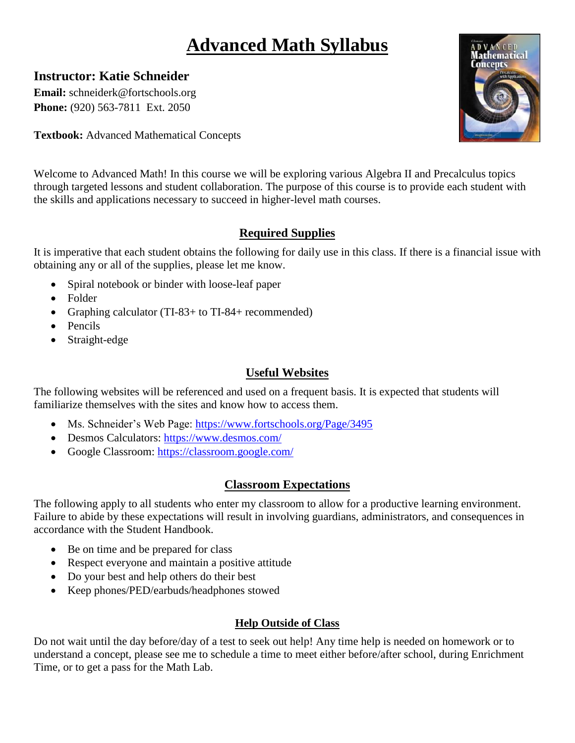# Advanced Math Syllabus

### Instructor: Katie Schneider

**Email:** schneiderk@fortschools.org
**Phone:** (920) 563-7811 Ext. 2050

**Textbook:** Advanced Mathematical Concepts

Welcome to Advanced Math! In this course we will be exploring various Algebra II and Precalculus topics through targeted lessons and student collaboration. The purpose of this course is to provide each student with the skills and applications necessary to succeed in higher-level math courses.

## Required Supplies

It is imperative that each student obtains the following for daily use in this class. If there is a financial issue with obtaining any or all of the supplies, please let me know.

- Spiral notebook or binder with loose-leaf paper
- Folder
- Graphing calculator (TI-83+ to TI-84+ recommended)
- Pencils
- Straight-edge

## Useful Websites

The following websites will be referenced and used on a frequent basis. It is expected that students will familiarize themselves with the sites and know how to access them.

- Ms. Schneider's Web Page: https://www.fortschools.org/Page/3495
- Desmos Calculators: https://www.desmos.com/
- Google Classroom: https://classroom.google.com/

## Classroom Expectations

The following apply to all students who enter my classroom to allow for a productive learning environment. Failure to abide by these expectations will result in involving guardians, administrators, and consequences in accordance with the Student Handbook.

- Be on time and be prepared for class
- Respect everyone and maintain a positive attitude
- Do your best and help others do their best
- Keep phones/PED/earbuds/headphones stowed

## Help Outside of Class

Do not wait until the day before/day of a test to seek out help! Any time help is needed on homework or to understand a concept, please see me to schedule a time to meet either before/after school, during Enrichment Time, or to get a pass for the Math Lab.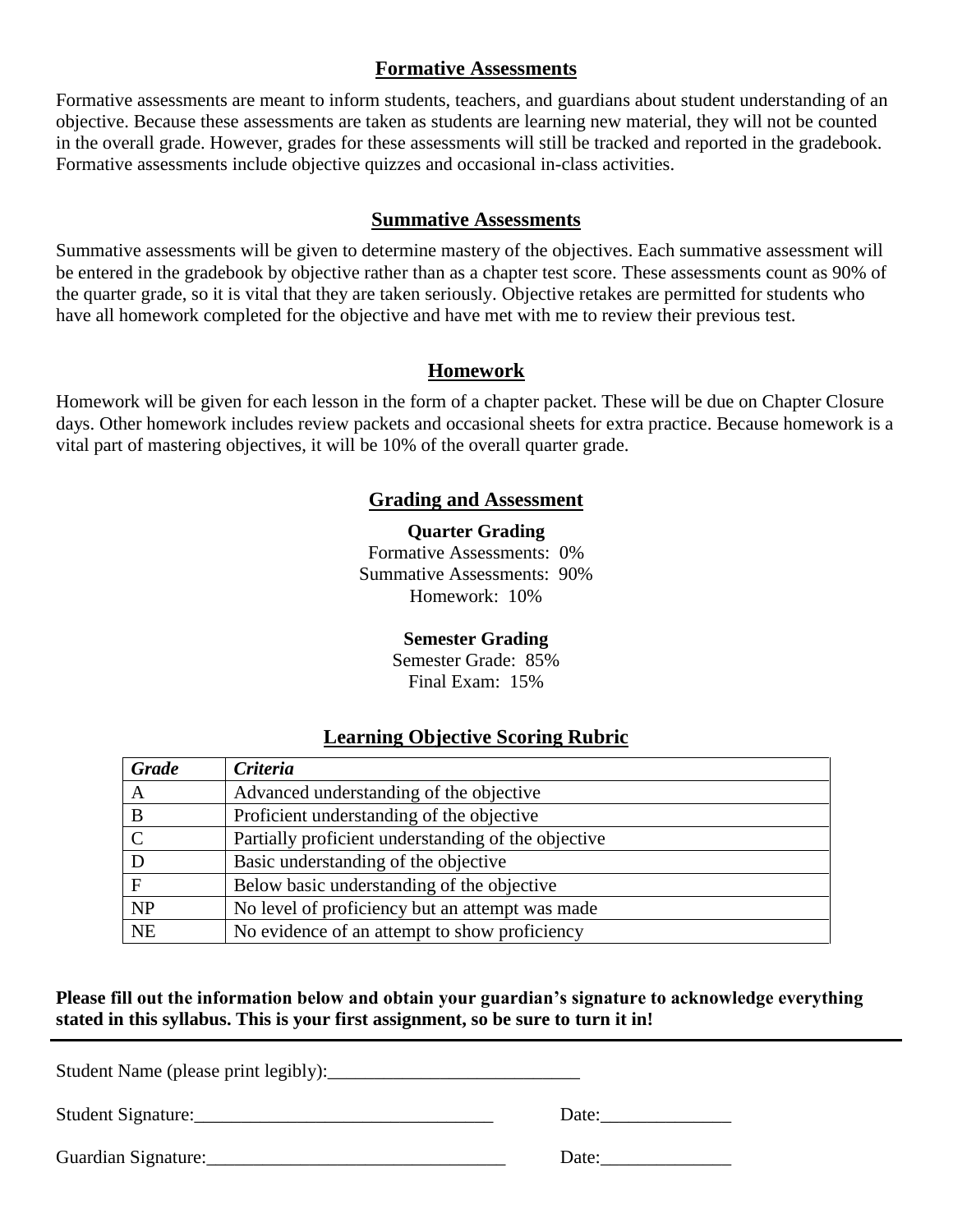## Formative Assessments

Formative assessments are meant to inform students, teachers, and guardians about student understanding of an objective. Because these assessments are taken as students are learning new material, they will not be counted in the overall grade. However, grades for these assessments will still be tracked and reported in the gradebook. Formative assessments include objective quizzes and occasional in-class activities.

## Summative Assessments

Summative assessments will be given to determine mastery of the objectives. Each summative assessment will be entered in the gradebook by objective rather than as a chapter test score. These assessments count as 90% of the quarter grade, so it is vital that they are taken seriously. Objective retakes are permitted for students who have all homework completed for the objective and have met with me to review their previous test.

## Homework

Homework will be given for each lesson in the form of a chapter packet. These will be due on Chapter Closure days. Other homework includes review packets and occasional sheets for extra practice. Because homework is a vital part of mastering objectives, it will be 10% of the overall quarter grade.

## Grading and Assessment

**Quarter Grading**

Formative Assessments: 0%
Summative Assessments: 90%
Homework: 10%

**Semester Grading**

Semester Grade: 85%
Final Exam: 15%

## Learning Objective Scoring Rubric

| ***Grade*** | ***Criteria*** |
|---|---|
| A | Advanced understanding of the objective |
| B | Proficient understanding of the objective |
| C | Partially proficient understanding of the objective |
| D | Basic understanding of the objective |
| F | Below basic understanding of the objective |
| NP | No level of proficiency but an attempt was made |
| NE | No evidence of an attempt to show proficiency |

**Please fill out the information below and obtain your guardian's signature to acknowledge everything stated in this syllabus. This is your first assignment, so be sure to turn it in!**

---

Student Name (please print legibly):___________________________

Student Signature:________________________________ Date:______________

Guardian Signature:________________________________ Date:______________